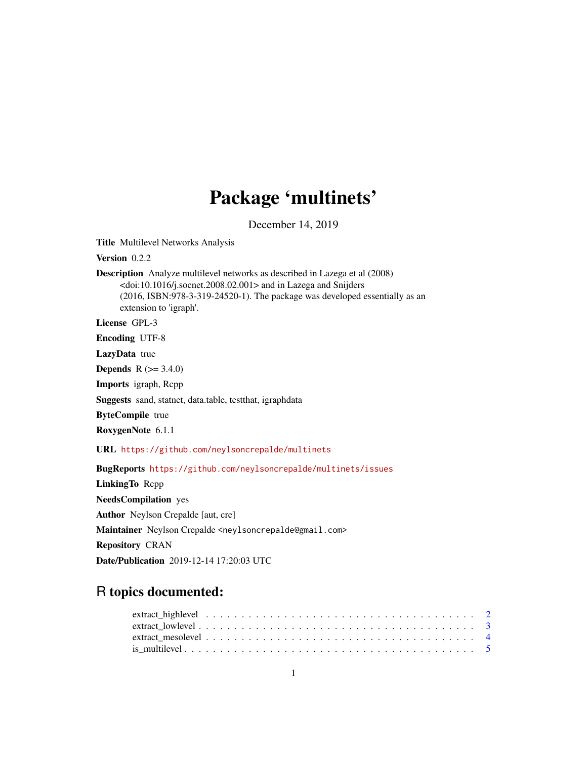# Package 'multinets'

December 14, 2019

**Title** Multilevel Networks Analysis

**Version** 0.2.2

**Description** Analyze multilevel networks as described in Lazega et al (2008) <doi:10.1016/j.socnet.2008.02.001> and in Lazega and Snijders (2016, ISBN:978-3-319-24520-1). The package was developed essentially as an extension to 'igraph'.

**License** GPL-3

**Encoding** UTF-8

**LazyData** true

**Depends** R (>= 3.4.0)

**Imports** igraph, Rcpp

**Suggests** sand, statnet, data.table, testthat, igraphdata

**ByteCompile** true

**RoxygenNote** 6.1.1

**URL** https://github.com/neylsoncrepalde/multinets

**BugReports** https://github.com/neylsoncrepalde/multinets/issues

**LinkingTo** Rcpp

**NeedsCompilation** yes

**Author** Neylson Crepalde [aut, cre]

**Maintainer** Neylson Crepalde <neylsoncrepalde@gmail.com>

**Repository** CRAN

**Date/Publication** 2019-12-14 17:20:03 UTC

## R topics documented:

- extract_highlevel . . . . . . . . . . . . . . . . . . . . . . . . . . . . . . . . . . . 2
- extract_lowlevel . . . . . . . . . . . . . . . . . . . . . . . . . . . . . . . . . . . 3
- extract_mesolevel . . . . . . . . . . . . . . . . . . . . . . . . . . . . . . . . . . 4
- is_multilevel . . . . . . . . . . . . . . . . . . . . . . . . . . . . . . . . . . . . 5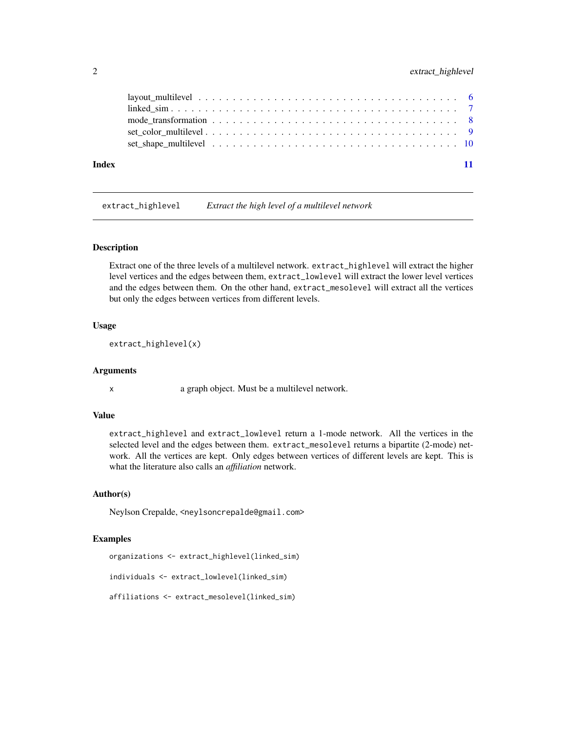layout_multilevel . . . . . . . . . . . . . . . . . . . . . . . . . . . . . . . . . . . . 6
linked_sim . . . . . . . . . . . . . . . . . . . . . . . . . . . . . . . . . . . . . . . 7
mode_transformation . . . . . . . . . . . . . . . . . . . . . . . . . . . . . . . . . . . 8
set_color_multilevel . . . . . . . . . . . . . . . . . . . . . . . . . . . . . . . . . . . 9
set_shape_multilevel . . . . . . . . . . . . . . . . . . . . . . . . . . . . . . . . . . . 10

**Index** **11**

---

## `extract_highlevel` *Extract the high level of a multilevel network*

### Description

Extract one of the three levels of a multilevel network. `extract_highlevel` will extract the higher level vertices and the edges between them, `extract_lowlevel` will extract the lower level vertices and the edges between them. On the other hand, `extract_mesolevel` will extract all the vertices but only the edges between vertices from different levels.

### Usage

```
extract_highlevel(x)
```

### Arguments

| | |
|---|---|
| `x` | a graph object. Must be a multilevel network. |

### Value

`extract_highlevel` and `extract_lowlevel` return a 1-mode network. All the vertices in the selected level and the edges between them. `extract_mesolevel` returns a bipartite (2-mode) network. All the vertices are kept. Only edges between vertices of different levels are kept. This is what the literature also calls an *affiliation* network.

### Author(s)

Neylson Crepalde, `<neylsoncrepalde@gmail.com>`

### Examples

```
organizations <- extract_highlevel(linked_sim)

individuals <- extract_lowlevel(linked_sim)

affiliations <- extract_mesolevel(linked_sim)
```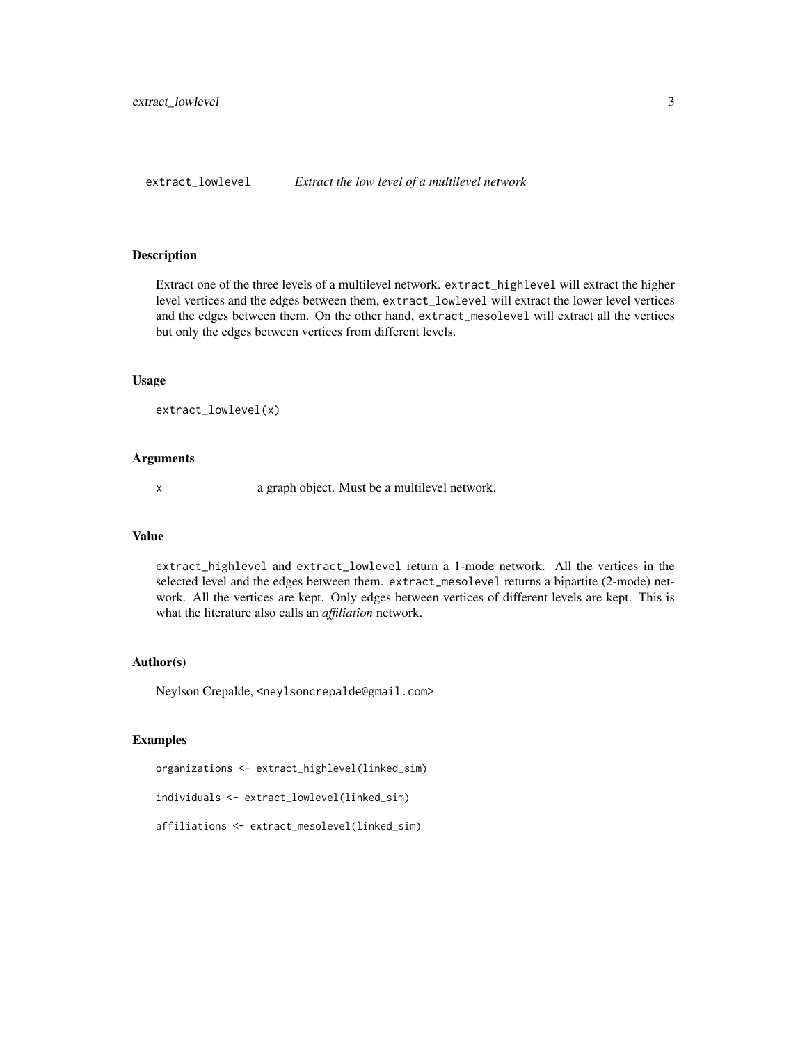extract_lowlevel — *Extract the low level of a multilevel network*

## Description

Extract one of the three levels of a multilevel network. `extract_highlevel` will extract the higher level vertices and the edges between them, `extract_lowlevel` will extract the lower level vertices and the edges between them. On the other hand, `extract_mesolevel` will extract all the vertices but only the edges between vertices from different levels.

## Usage

```
extract_lowlevel(x)
```

## Arguments

| | |
|---|---|
| x | a graph object. Must be a multilevel network. |

## Value

`extract_highlevel` and `extract_lowlevel` return a 1-mode network. All the vertices in the selected level and the edges between them. `extract_mesolevel` returns a bipartite (2-mode) network. All the vertices are kept. Only edges between vertices of different levels are kept. This is what the literature also calls an *affiliation* network.

## Author(s)

Neylson Crepalde, <neylsoncrepalde@gmail.com>

## Examples

```
organizations <- extract_highlevel(linked_sim)

individuals <- extract_lowlevel(linked_sim)

affiliations <- extract_mesolevel(linked_sim)
```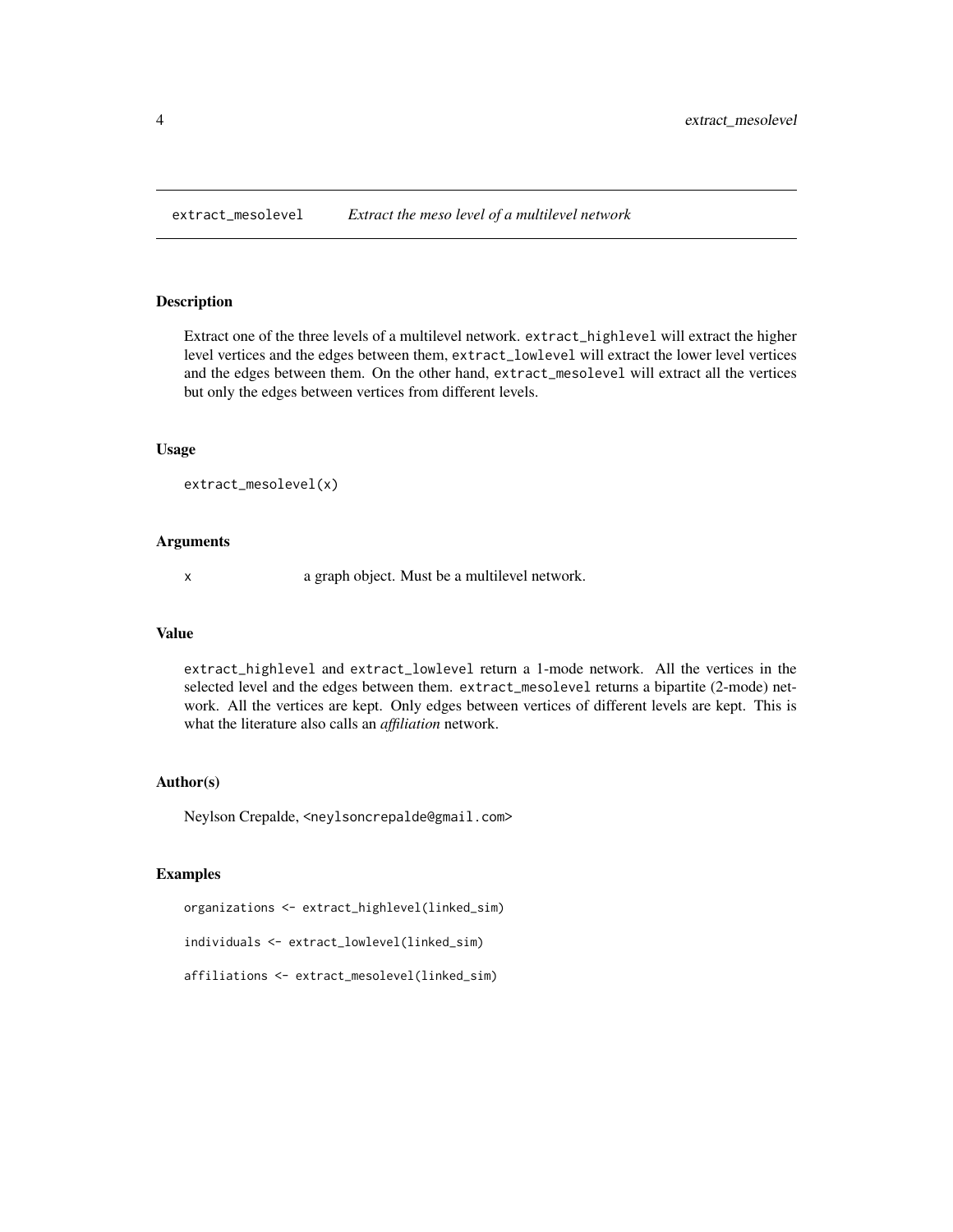# extract_mesolevel — *Extract the meso level of a multilevel network*

## Description

Extract one of the three levels of a multilevel network. `extract_highlevel` will extract the higher level vertices and the edges between them, `extract_lowlevel` will extract the lower level vertices and the edges between them. On the other hand, `extract_mesolevel` will extract all the vertices but only the edges between vertices from different levels.

## Usage

```
extract_mesolevel(x)
```

## Arguments

| | |
|---|---|
| x | a graph object. Must be a multilevel network. |

## Value

`extract_highlevel` and `extract_lowlevel` return a 1-mode network. All the vertices in the selected level and the edges between them. `extract_mesolevel` returns a bipartite (2-mode) network. All the vertices are kept. Only edges between vertices of different levels are kept. This is what the literature also calls an *affiliation* network.

## Author(s)

Neylson Crepalde, <neylsoncrepalde@gmail.com>

## Examples

```
organizations <- extract_highlevel(linked_sim)

individuals <- extract_lowlevel(linked_sim)

affiliations <- extract_mesolevel(linked_sim)
```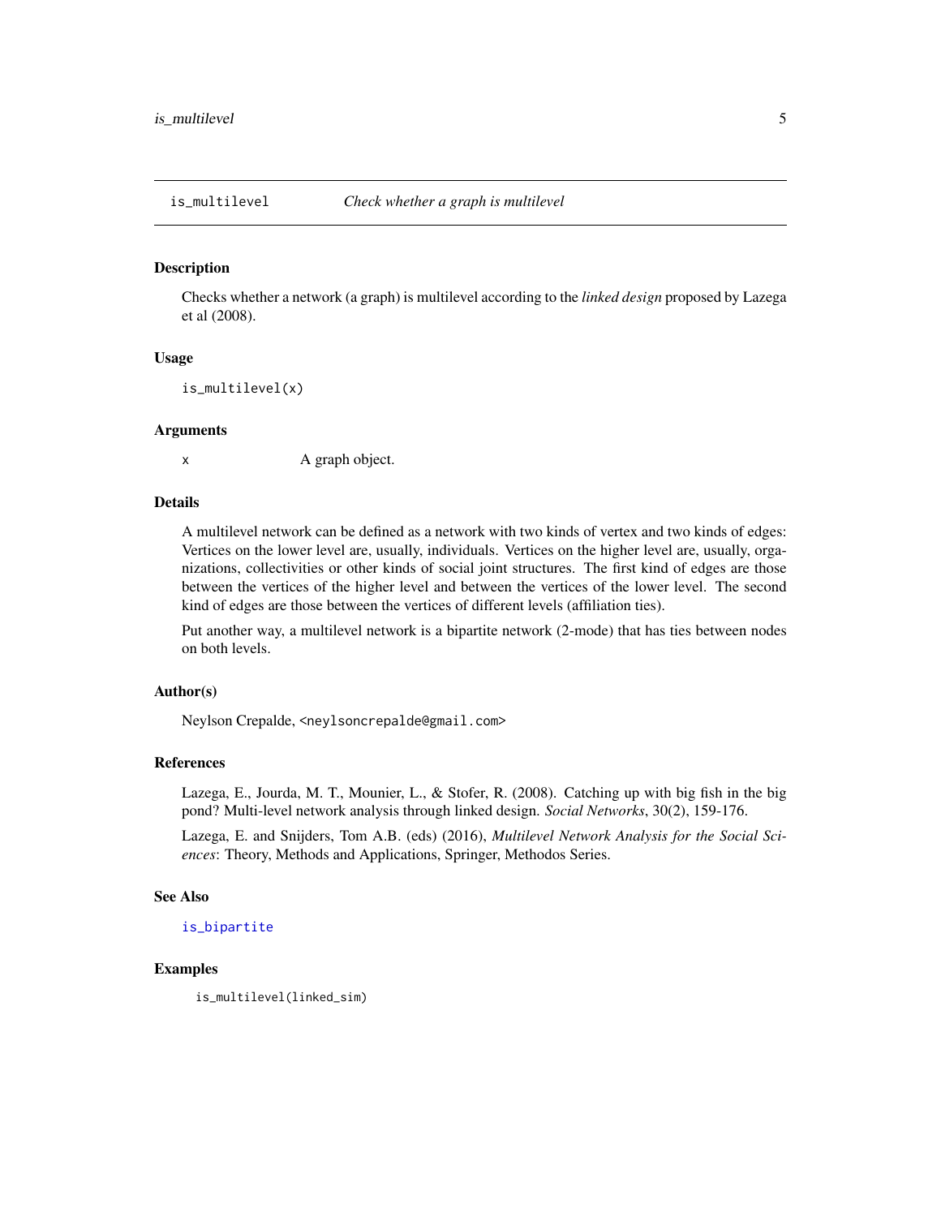## is_multilevel — *Check whether a graph is multilevel*

### Description

Checks whether a network (a graph) is multilevel according to the *linked design* proposed by Lazega et al (2008).

### Usage

```
is_multilevel(x)
```

### Arguments

| | |
|---|---|
| x | A graph object. |

### Details

A multilevel network can be defined as a network with two kinds of vertex and two kinds of edges: Vertices on the lower level are, usually, individuals. Vertices on the higher level are, usually, organizations, collectivities or other kinds of social joint structures. The first kind of edges are those between the vertices of the higher level and between the vertices of the lower level. The second kind of edges are those between the vertices of different levels (affiliation ties).

Put another way, a multilevel network is a bipartite network (2-mode) that has ties between nodes on both levels.

### Author(s)

Neylson Crepalde, <neylsoncrepalde@gmail.com>

### References

Lazega, E., Jourda, M. T., Mounier, L., & Stofer, R. (2008). Catching up with big fish in the big pond? Multi-level network analysis through linked design. *Social Networks*, 30(2), 159-176.

Lazega, E. and Snijders, Tom A.B. (eds) (2016), *Multilevel Network Analysis for the Social Sciences*: Theory, Methods and Applications, Springer, Methodos Series.

### See Also

is_bipartite

### Examples

```
is_multilevel(linked_sim)
```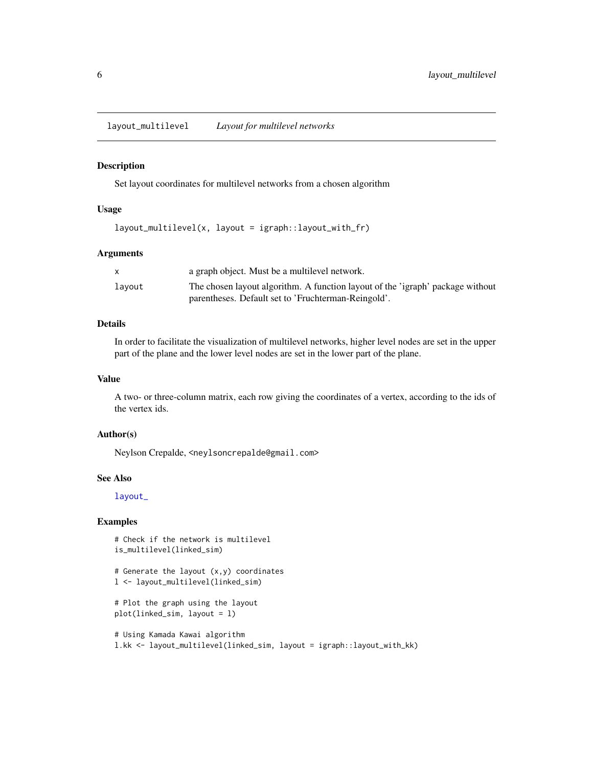## layout_multilevel *Layout for multilevel networks*

### Description

Set layout coordinates for multilevel networks from a chosen algorithm

### Usage

```
layout_multilevel(x, layout = igraph::layout_with_fr)
```

### Arguments

| | |
|---|---|
| x | a graph object. Must be a multilevel network. |
| layout | The chosen layout algorithm. A function layout of the 'igraph' package without parentheses. Default set to 'Fruchterman-Reingold'. |

### Details

In order to facilitate the visualization of multilevel networks, higher level nodes are set in the upper part of the plane and the lower level nodes are set in the lower part of the plane.

### Value

A two- or three-column matrix, each row giving the coordinates of a vertex, according to the ids of the vertex ids.

### Author(s)

Neylson Crepalde, <neylsoncrepalde@gmail.com>

### See Also

layout_

### Examples

```
# Check if the network is multilevel
is_multilevel(linked_sim)

# Generate the layout (x,y) coordinates
l <- layout_multilevel(linked_sim)

# Plot the graph using the layout
plot(linked_sim, layout = l)

# Using Kamada Kawai algorithm
l.kk <- layout_multilevel(linked_sim, layout = igraph::layout_with_kk)
```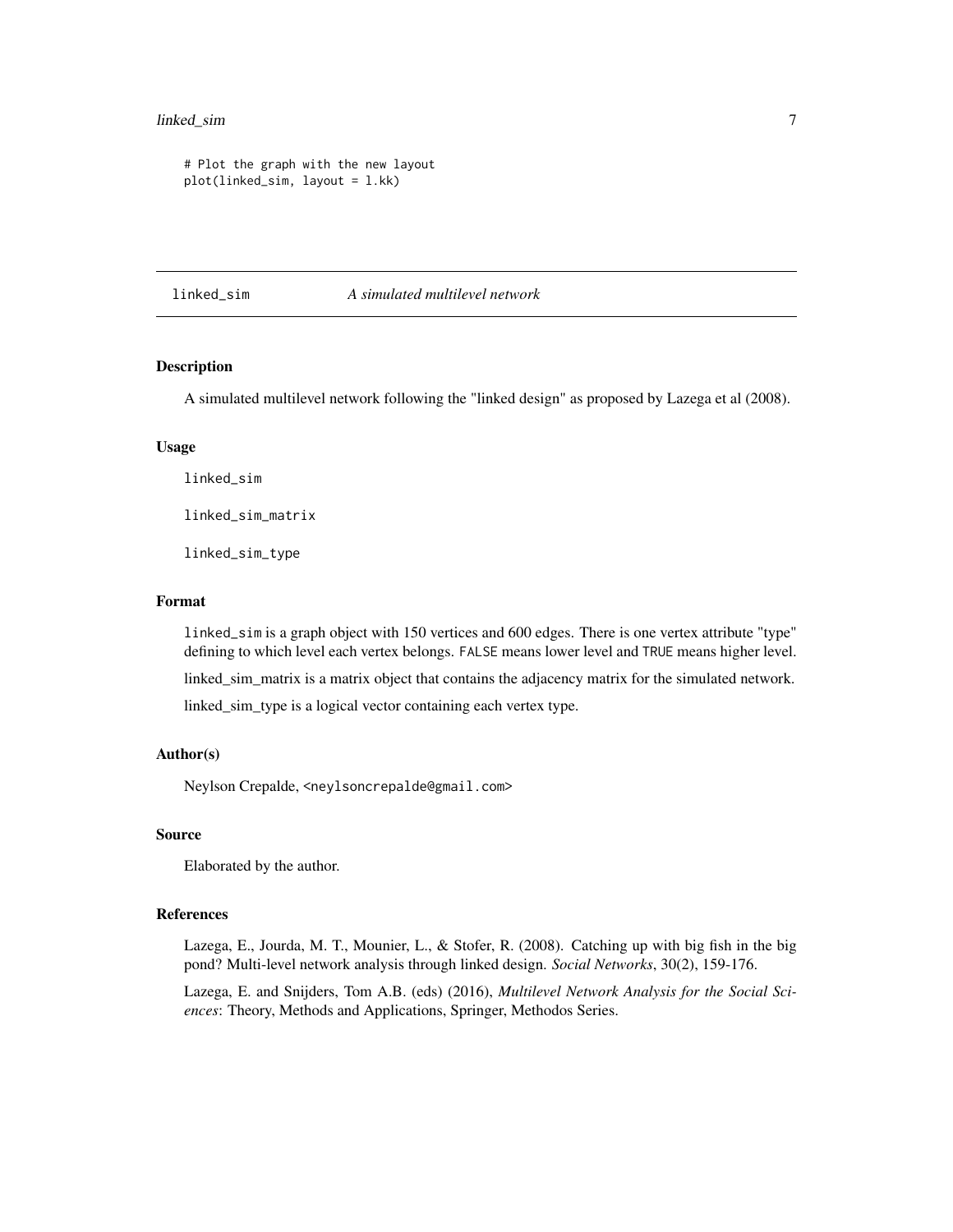```
# Plot the graph with the new layout
plot(linked_sim, layout = l.kk)
```

## linked_sim — *A simulated multilevel network*

### Description

A simulated multilevel network following the "linked design" as proposed by Lazega et al (2008).

### Usage

```
linked_sim

linked_sim_matrix

linked_sim_type
```

### Format

`linked_sim` is a graph object with 150 vertices and 600 edges. There is one vertex attribute "type" defining to which level each vertex belongs. `FALSE` means lower level and `TRUE` means higher level.

linked_sim_matrix is a matrix object that contains the adjacency matrix for the simulated network.

linked_sim_type is a logical vector containing each vertex type.

### Author(s)

Neylson Crepalde, <neylsoncrepalde@gmail.com>

### Source

Elaborated by the author.

### References

Lazega, E., Jourda, M. T., Mounier, L., & Stofer, R. (2008). Catching up with big fish in the big pond? Multi-level network analysis through linked design. *Social Networks*, 30(2), 159-176.

Lazega, E. and Snijders, Tom A.B. (eds) (2016), *Multilevel Network Analysis for the Social Sciences*: Theory, Methods and Applications, Springer, Methodos Series.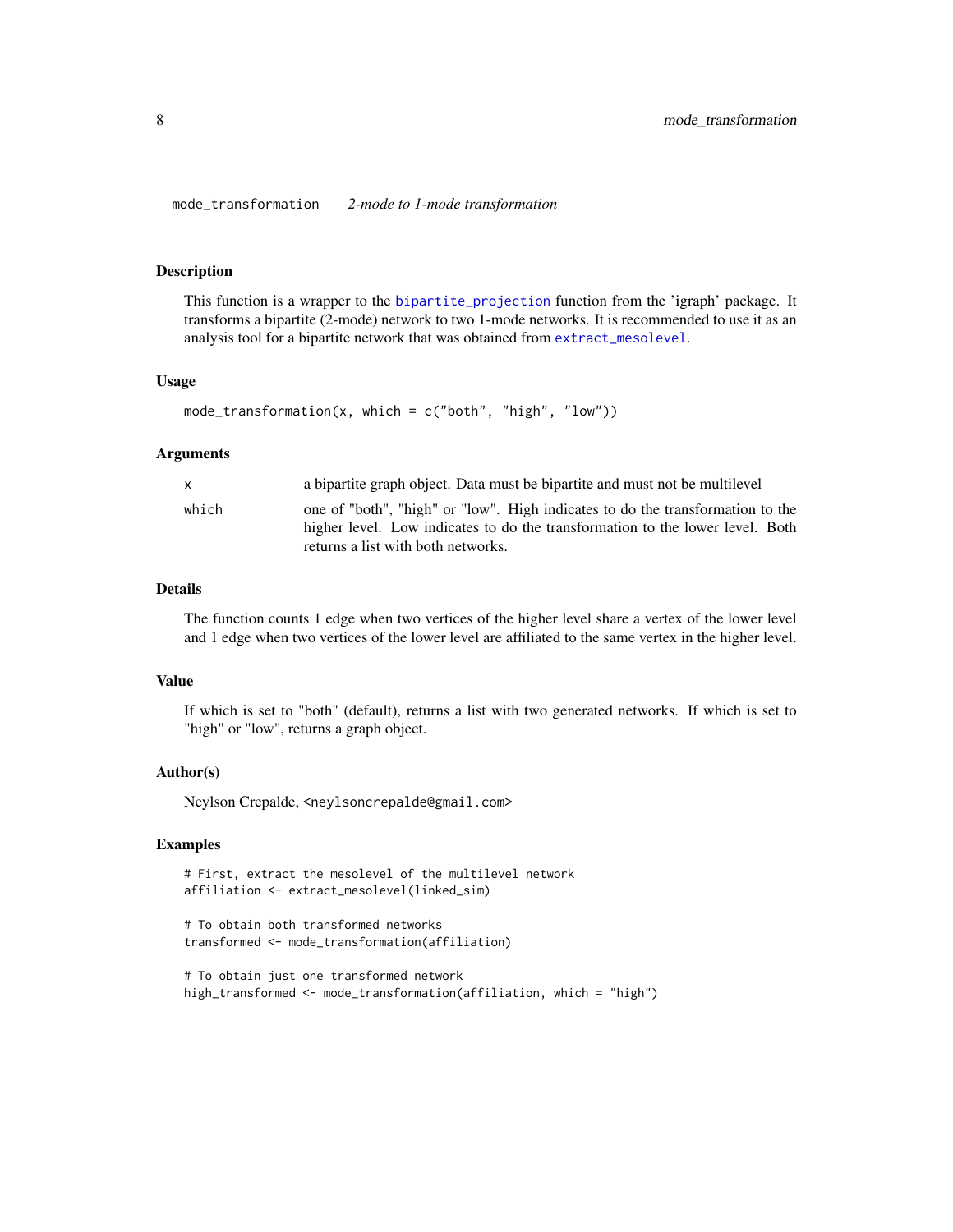## mode_transformation — *2-mode to 1-mode transformation*

### Description

This function is a wrapper to the bipartite_projection function from the 'igraph' package. It transforms a bipartite (2-mode) network to two 1-mode networks. It is recommended to use it as an analysis tool for a bipartite network that was obtained from extract_mesolevel.

### Usage

```
mode_transformation(x, which = c("both", "high", "low"))
```

### Arguments

| | |
|---|---|
| x | a bipartite graph object. Data must be bipartite and must not be multilevel |
| which | one of "both", "high" or "low". High indicates to do the transformation to the higher level. Low indicates to do the transformation to the lower level. Both returns a list with both networks. |

### Details

The function counts 1 edge when two vertices of the higher level share a vertex of the lower level and 1 edge when two vertices of the lower level are affiliated to the same vertex in the higher level.

### Value

If which is set to "both" (default), returns a list with two generated networks. If which is set to "high" or "low", returns a graph object.

### Author(s)

Neylson Crepalde, <neylsoncrepalde@gmail.com>

### Examples

```
# First, extract the mesolevel of the multilevel network
affiliation <- extract_mesolevel(linked_sim)

# To obtain both transformed networks
transformed <- mode_transformation(affiliation)

# To obtain just one transformed network
high_transformed <- mode_transformation(affiliation, which = "high")
```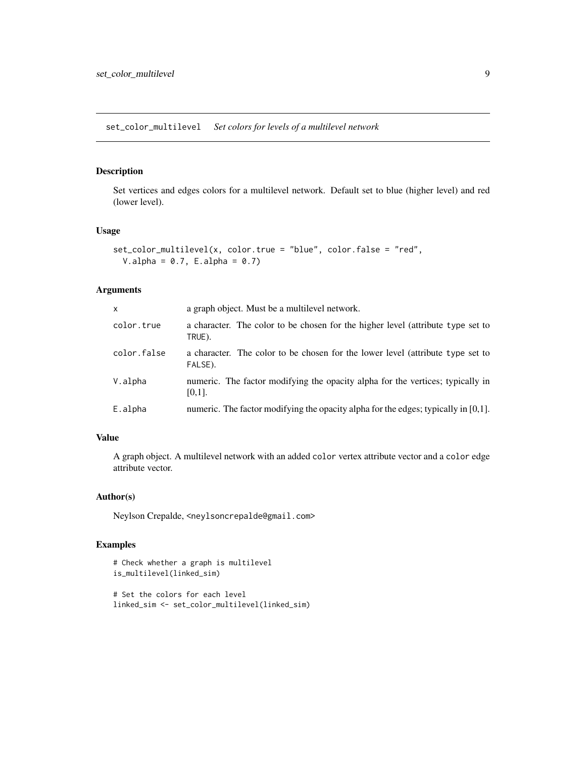## set_color_multilevel *Set colors for levels of a multilevel network*

### Description

Set vertices and edges colors for a multilevel network. Default set to blue (higher level) and red (lower level).

### Usage

```
set_color_multilevel(x, color.true = "blue", color.false = "red",
  V.alpha = 0.7, E.alpha = 0.7)
```

### Arguments

| | |
|---|---|
| x | a graph object. Must be a multilevel network. |
| color.true | a character. The color to be chosen for the higher level (attribute type set to TRUE). |
| color.false | a character. The color to be chosen for the lower level (attribute type set to FALSE). |
| V.alpha | numeric. The factor modifying the opacity alpha for the vertices; typically in [0,1]. |
| E.alpha | numeric. The factor modifying the opacity alpha for the edges; typically in [0,1]. |

### Value

A graph object. A multilevel network with an added `color` vertex attribute vector and a `color` edge attribute vector.

### Author(s)

Neylson Crepalde, <neylsoncrepalde@gmail.com>

### Examples

```
# Check whether a graph is multilevel
is_multilevel(linked_sim)

# Set the colors for each level
linked_sim <- set_color_multilevel(linked_sim)
```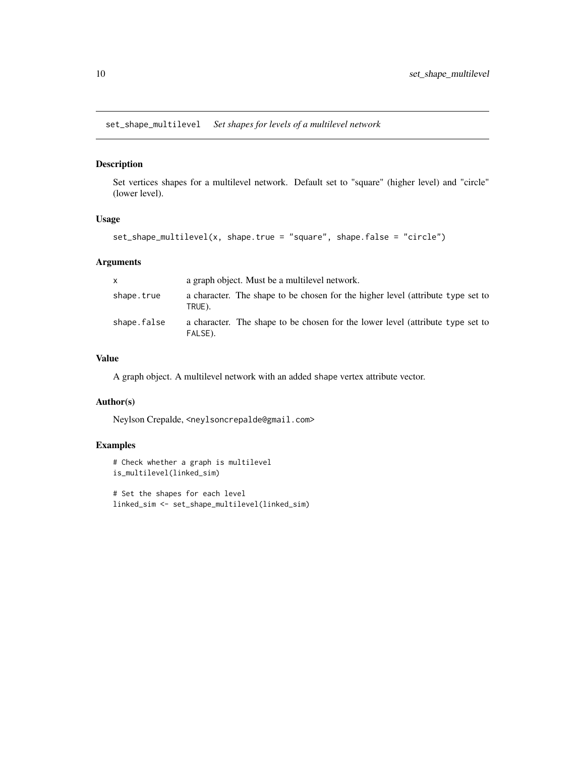## set_shape_multilevel    *Set shapes for levels of a multilevel network*

### Description

Set vertices shapes for a multilevel network. Default set to "square" (higher level) and "circle" (lower level).

### Usage

```
set_shape_multilevel(x, shape.true = "square", shape.false = "circle")
```

### Arguments

| | |
|---|---|
| x | a graph object. Must be a multilevel network. |
| shape.true | a character. The shape to be chosen for the higher level (attribute type set to TRUE). |
| shape.false | a character. The shape to be chosen for the lower level (attribute type set to FALSE). |

### Value

A graph object. A multilevel network with an added shape vertex attribute vector.

### Author(s)

Neylson Crepalde, <neylsoncrepalde@gmail.com>

### Examples

```
# Check whether a graph is multilevel
is_multilevel(linked_sim)

# Set the shapes for each level
linked_sim <- set_shape_multilevel(linked_sim)
```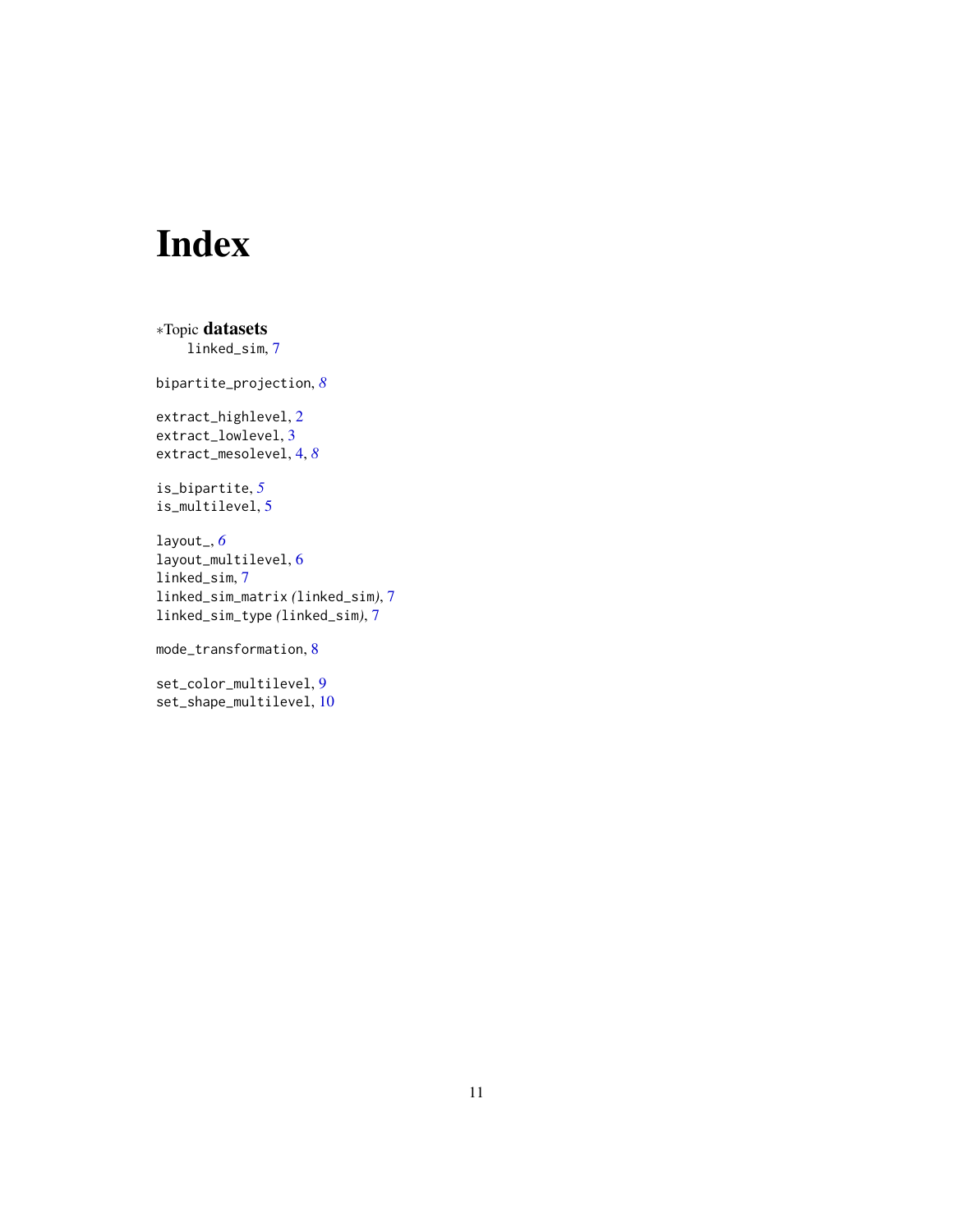# Index

*Topic **datasets**
    linked_sim, 7

bipartite_projection, *8*

extract_highlevel, 2
extract_lowlevel, 3
extract_mesolevel, 4, *8*

is_bipartite, *5*
is_multilevel, 5

layout_, *6*
layout_multilevel, 6
linked_sim, 7
linked_sim_matrix *(*linked_sim*)*, 7
linked_sim_type *(*linked_sim*)*, 7

mode_transformation, 8

set_color_multilevel, 9
set_shape_multilevel, 10